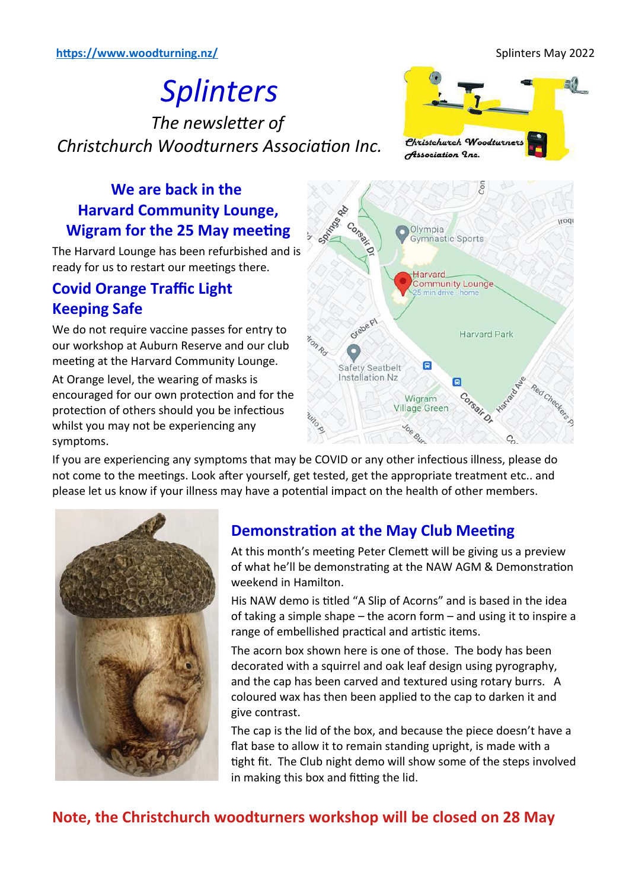https://www.woodturning.nz/

Splinters May 2022

# Splinters

*The newsletter of*
*Christchurch Woodturners Association Inc.*

## We are back in the Harvard Community Lounge, Wigram for the 25 May meeting

The Harvard Lounge has been refurbished and is ready for us to restart our meetings there.

## Covid Orange Traffic Light Keeping Safe

We do not require vaccine passes for entry to our workshop at Auburn Reserve and our club meeting at the Harvard Community Lounge.

At Orange level, the wearing of masks is encouraged for our own protection and for the protection of others should you be infectious whilst you may not be experiencing any symptoms.

If you are experiencing any symptoms that may be COVID or any other infectious illness, please do not come to the meetings. Look after yourself, get tested, get the appropriate treatment etc.. and please let us know if your illness may have a potential impact on the health of other members.

## Demonstration at the May Club Meeting

At this month's meeting Peter Clemett will be giving us a preview of what he'll be demonstrating at the NAW AGM & Demonstration weekend in Hamilton.

His NAW demo is titled "A Slip of Acorns" and is based in the idea of taking a simple shape – the acorn form – and using it to inspire a range of embellished practical and artistic items.

The acorn box shown here is one of those. The body has been decorated with a squirrel and oak leaf design using pyrography, and the cap has been carved and textured using rotary burrs. A coloured wax has then been applied to the cap to darken it and give contrast.

The cap is the lid of the box, and because the piece doesn't have a flat base to allow it to remain standing upright, is made with a tight fit. The Club night demo will show some of the steps involved in making this box and fitting the lid.

## Note, the Christchurch woodturners workshop will be closed on 28 May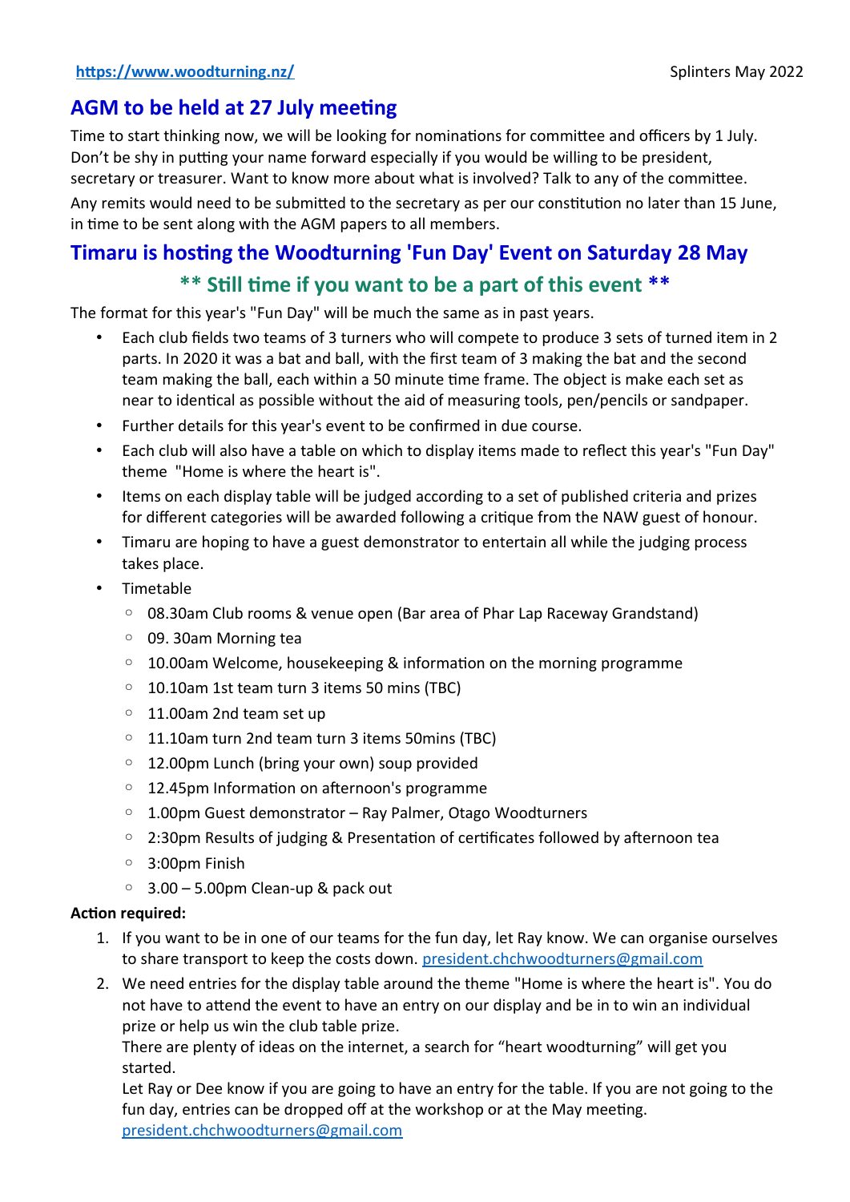## AGM to be held at 27 July meeting

Time to start thinking now, we will be looking for nominations for committee and officers by 1 July. Don't be shy in putting your name forward especially if you would be willing to be president, secretary or treasurer. Want to know more about what is involved? Talk to any of the committee.

Any remits would need to be submitted to the secretary as per our constitution no later than 15 June, in time to be sent along with the AGM papers to all members.

## Timaru is hosting the Woodturning 'Fun Day' Event on Saturday 28 May

### ** Still time if you want to be a part of this event **

The format for this year's "Fun Day" will be much the same as in past years.

- Each club fields two teams of 3 turners who will compete to produce 3 sets of turned item in 2 parts. In 2020 it was a bat and ball, with the first team of 3 making the bat and the second team making the ball, each within a 50 minute time frame. The object is make each set as near to identical as possible without the aid of measuring tools, pen/pencils or sandpaper.
- Further details for this year's event to be confirmed in due course.
- Each club will also have a table on which to display items made to reflect this year's "Fun Day" theme "Home is where the heart is".
- Items on each display table will be judged according to a set of published criteria and prizes for different categories will be awarded following a critique from the NAW guest of honour.
- Timaru are hoping to have a guest demonstrator to entertain all while the judging process takes place.
- Timetable
  - 08.30am Club rooms & venue open (Bar area of Phar Lap Raceway Grandstand)
  - 09. 30am Morning tea
  - 10.00am Welcome, housekeeping & information on the morning programme
  - 10.10am 1st team turn 3 items 50 mins (TBC)
  - 11.00am 2nd team set up
  - 11.10am turn 2nd team turn 3 items 50mins (TBC)
  - 12.00pm Lunch (bring your own) soup provided
  - 12.45pm Information on afternoon's programme
  - 1.00pm Guest demonstrator – Ray Palmer, Otago Woodturners
  - 2:30pm Results of judging & Presentation of certificates followed by afternoon tea
  - 3:00pm Finish
  - 3.00 – 5.00pm Clean-up & pack out

**Action required:**

1. If you want to be in one of our teams for the fun day, let Ray know. We can organise ourselves to share transport to keep the costs down. president.chchwoodturners@gmail.com
2. We need entries for the display table around the theme "Home is where the heart is". You do not have to attend the event to have an entry on our display and be in to win an individual prize or help us win the club table prize.
   There are plenty of ideas on the internet, a search for "heart woodturning" will get you started.
   Let Ray or Dee know if you are going to have an entry for the table. If you are not going to the fun day, entries can be dropped off at the workshop or at the May meeting.
   president.chchwoodturners@gmail.com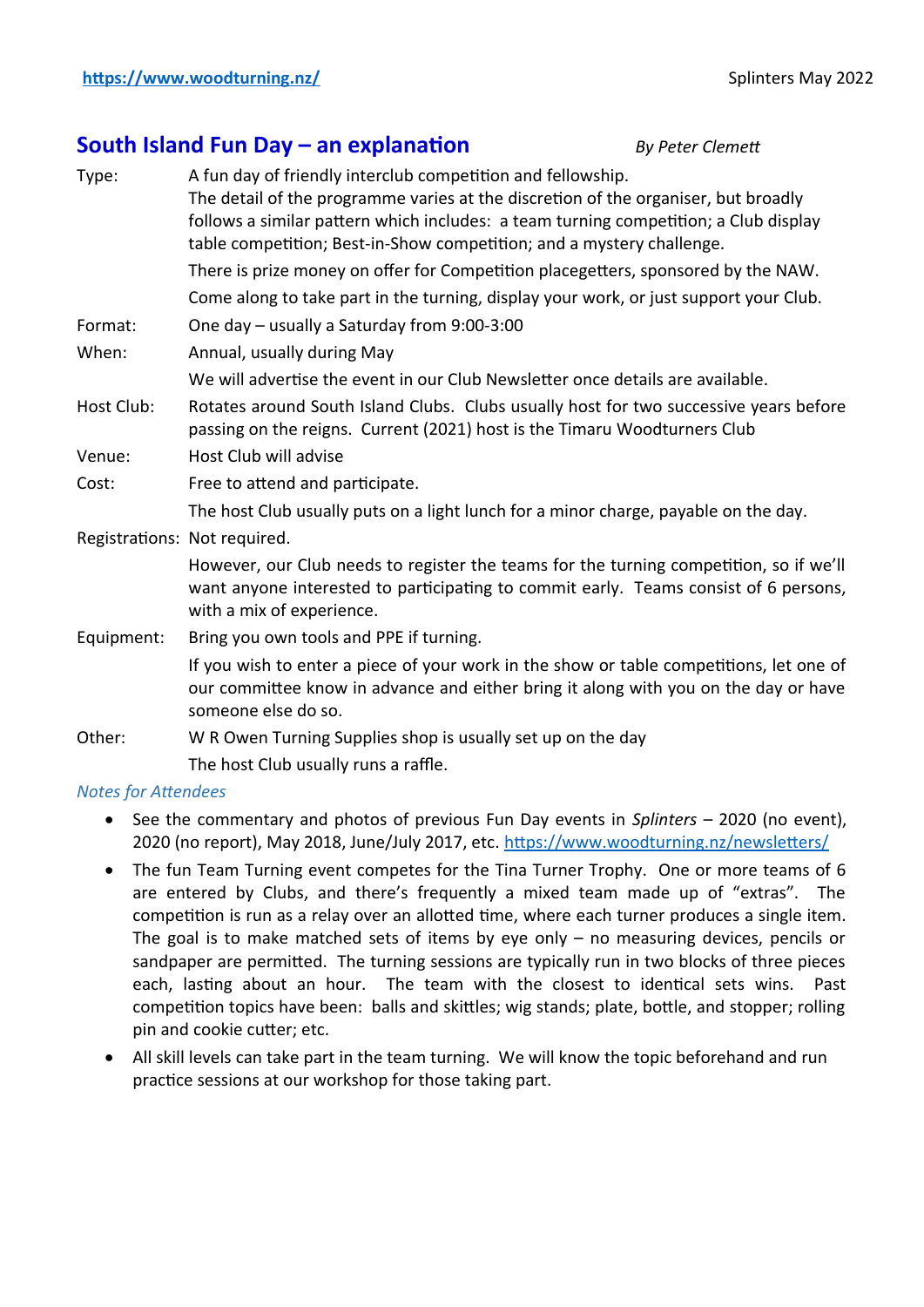## South Island Fun Day – an explanation

*By Peter Clemett*

| | |
|---|---|
| Type: | A fun day of friendly interclub competition and fellowship. The detail of the programme varies at the discretion of the organiser, but broadly follows a similar pattern which includes: a team turning competition; a Club display table competition; Best-in-Show competition; and a mystery challenge. |
| | There is prize money on offer for Competition placegetters, sponsored by the NAW. |
| | Come along to take part in the turning, display your work, or just support your Club. |
| Format: | One day – usually a Saturday from 9:00-3:00 |
| When: | Annual, usually during May |
| | We will advertise the event in our Club Newsletter once details are available. |
| Host Club: | Rotates around South Island Clubs. Clubs usually host for two successive years before passing on the reigns. Current (2021) host is the Timaru Woodturners Club |
| Venue: | Host Club will advise |
| Cost: | Free to attend and participate. |
| | The host Club usually puts on a light lunch for a minor charge, payable on the day. |
| Registrations: | Not required. |
| | However, our Club needs to register the teams for the turning competition, so if we'll want anyone interested to participating to commit early. Teams consist of 6 persons, with a mix of experience. |
| Equipment: | Bring you own tools and PPE if turning. |
| | If you wish to enter a piece of your work in the show or table competitions, let one of our committee know in advance and either bring it along with you on the day or have someone else do so. |
| Other: | W R Owen Turning Supplies shop is usually set up on the day |
| | The host Club usually runs a raffle. |

*Notes for Attendees*

- See the commentary and photos of previous Fun Day events in *Splinters* – 2020 (no event), 2020 (no report), May 2018, June/July 2017, etc. https://www.woodturning.nz/newsletters/
- The fun Team Turning event competes for the Tina Turner Trophy. One or more teams of 6 are entered by Clubs, and there's frequently a mixed team made up of "extras". The competition is run as a relay over an allotted time, where each turner produces a single item. The goal is to make matched sets of items by eye only – no measuring devices, pencils or sandpaper are permitted. The turning sessions are typically run in two blocks of three pieces each, lasting about an hour. The team with the closest to identical sets wins. Past competition topics have been: balls and skittles; wig stands; plate, bottle, and stopper; rolling pin and cookie cutter; etc.
- All skill levels can take part in the team turning. We will know the topic beforehand and run practice sessions at our workshop for those taking part.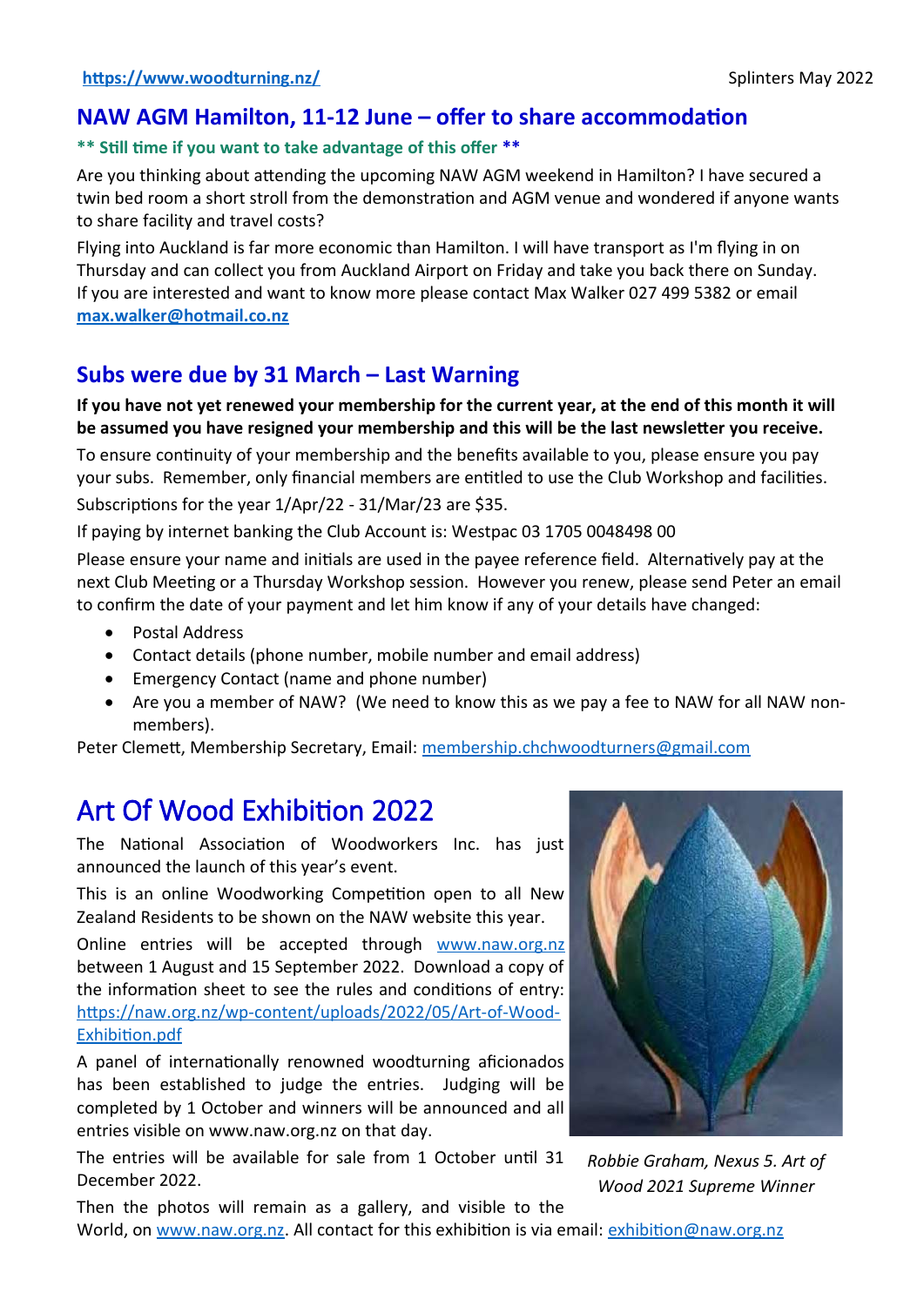## NAW AGM Hamilton, 11-12 June – offer to share accommodation

**** Still time if you want to take advantage of this offer ****

Are you thinking about attending the upcoming NAW AGM weekend in Hamilton? I have secured a twin bed room a short stroll from the demonstration and AGM venue and wondered if anyone wants to share facility and travel costs?

Flying into Auckland is far more economic than Hamilton. I will have transport as I'm flying in on Thursday and can collect you from Auckland Airport on Friday and take you back there on Sunday. If you are interested and want to know more please contact Max Walker 027 499 5382 or email **max.walker@hotmail.co.nz**

## Subs were due by 31 March – Last Warning

**If you have not yet renewed your membership for the current year, at the end of this month it will be assumed you have resigned your membership and this will be the last newsletter you receive.**

To ensure continuity of your membership and the benefits available to you, please ensure you pay your subs. Remember, only financial members are entitled to use the Club Workshop and facilities.

Subscriptions for the year 1/Apr/22 - 31/Mar/23 are $35.

If paying by internet banking the Club Account is: Westpac 03 1705 0048498 00

Please ensure your name and initials are used in the payee reference field. Alternatively pay at the next Club Meeting or a Thursday Workshop session. However you renew, please send Peter an email to confirm the date of your payment and let him know if any of your details have changed:

- Postal Address
- Contact details (phone number, mobile number and email address)
- Emergency Contact (name and phone number)
- Are you a member of NAW? (We need to know this as we pay a fee to NAW for all NAW non-members).

Peter Clemett, Membership Secretary, Email: membership.chchwoodturners@gmail.com

# Art Of Wood Exhibition 2022

The National Association of Woodworkers Inc. has just announced the launch of this year's event.

This is an online Woodworking Competition open to all New Zealand Residents to be shown on the NAW website this year.

Online entries will be accepted through www.naw.org.nz between 1 August and 15 September 2022. Download a copy of the information sheet to see the rules and conditions of entry: https://naw.org.nz/wp-content/uploads/2022/05/Art-of-Wood-Exhibition.pdf

A panel of internationally renowned woodturning aficionados has been established to judge the entries. Judging will be completed by 1 October and winners will be announced and all entries visible on www.naw.org.nz on that day.

The entries will be available for sale from 1 October until 31 December 2022.

Then the photos will remain as a gallery, and visible to the World, on www.naw.org.nz. All contact for this exhibition is via email: exhibition@naw.org.nz

*Robbie Graham, Nexus 5. Art of Wood 2021 Supreme Winner*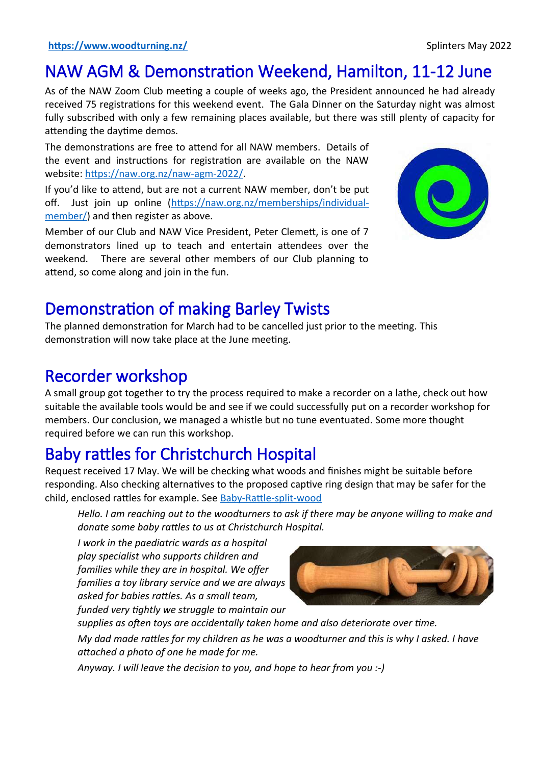# NAW AGM & Demonstration Weekend, Hamilton, 11-12 June

As of the NAW Zoom Club meeting a couple of weeks ago, the President announced he had already received 75 registrations for this weekend event. The Gala Dinner on the Saturday night was almost fully subscribed with only a few remaining places available, but there was still plenty of capacity for attending the daytime demos.

The demonstrations are free to attend for all NAW members. Details of the event and instructions for registration are available on the NAW website: https://naw.org.nz/naw-agm-2022/.

If you'd like to attend, but are not a current NAW member, don't be put off. Just join up online (https://naw.org.nz/memberships/individual-member/) and then register as above.

Member of our Club and NAW Vice President, Peter Clemett, is one of 7 demonstrators lined up to teach and entertain attendees over the weekend. There are several other members of our Club planning to attend, so come along and join in the fun.

# Demonstration of making Barley Twists

The planned demonstration for March had to be cancelled just prior to the meeting. This demonstration will now take place at the June meeting.

# Recorder workshop

A small group got together to try the process required to make a recorder on a lathe, check out how suitable the available tools would be and see if we could successfully put on a recorder workshop for members. Our conclusion, we managed a whistle but no tune eventuated. Some more thought required before we can run this workshop.

# Baby rattles for Christchurch Hospital

Request received 17 May. We will be checking what woods and finishes might be suitable before responding. Also checking alternatives to the proposed captive ring design that may be safer for the child, enclosed rattles for example. See Baby-Rattle-split-wood

> *Hello. I am reaching out to the woodturners to ask if there may be anyone willing to make and donate some baby rattles to us at Christchurch Hospital.*
>
> *I work in the paediatric wards as a hospital play specialist who supports children and families while they are in hospital. We offer families a toy library service and we are always asked for babies rattles. As a small team, funded very tightly we struggle to maintain our supplies as often toys are accidentally taken home and also deteriorate over time.*
>
> *My dad made rattles for my children as he was a woodturner and this is why I asked. I have attached a photo of one he made for me.*
>
> *Anyway. I will leave the decision to you, and hope to hear from you :-)*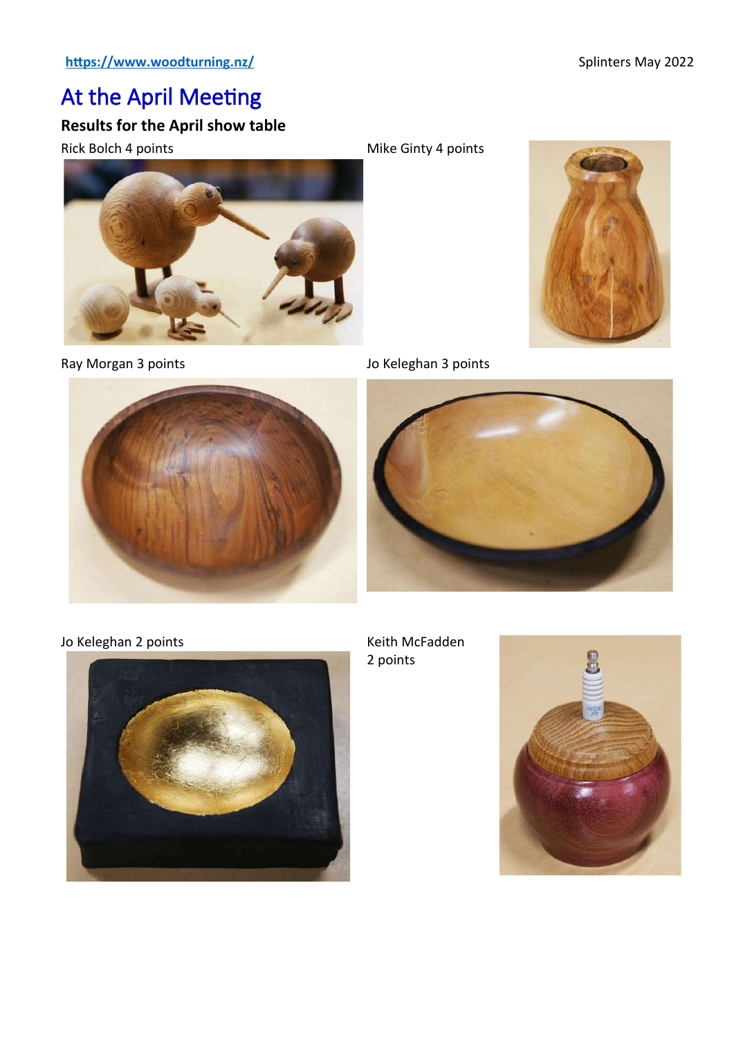# At the April Meeting

### Results for the April show table

Rick Bolch 4 points

Mike Ginty 4 points

Ray Morgan 3 points

Jo Keleghan 3 points

Jo Keleghan 2 points

Keith McFadden 2 points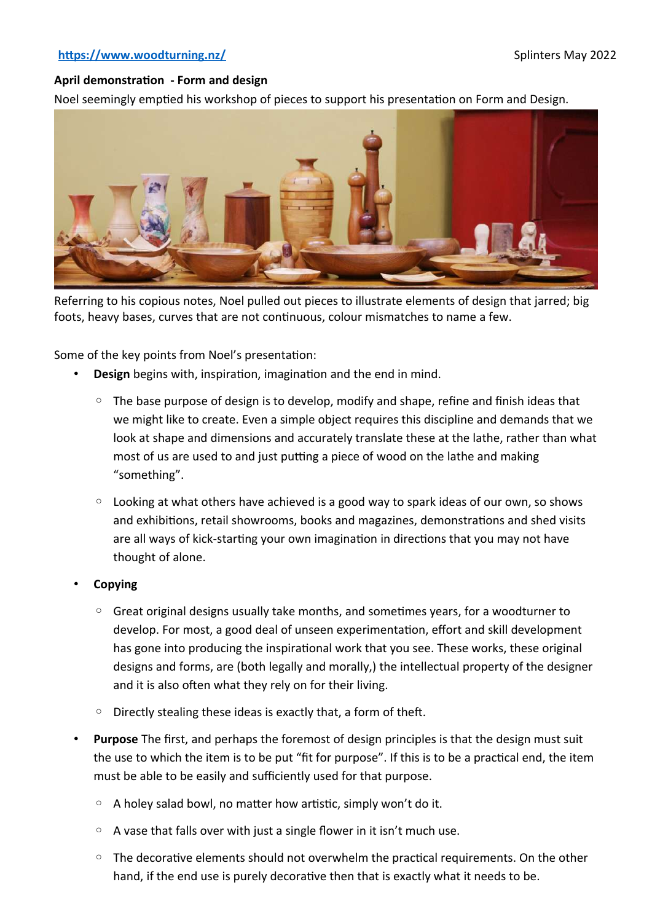**April demonstration - Form and design**

Noel seemingly emptied his workshop of pieces to support his presentation on Form and Design.

Referring to his copious notes, Noel pulled out pieces to illustrate elements of design that jarred; big foots, heavy bases, curves that are not continuous, colour mismatches to name a few.

Some of the key points from Noel's presentation:

- **Design** begins with, inspiration, imagination and the end in mind.
  - The base purpose of design is to develop, modify and shape, refine and finish ideas that we might like to create. Even a simple object requires this discipline and demands that we look at shape and dimensions and accurately translate these at the lathe, rather than what most of us are used to and just putting a piece of wood on the lathe and making "something".
  - Looking at what others have achieved is a good way to spark ideas of our own, so shows and exhibitions, retail showrooms, books and magazines, demonstrations and shed visits are all ways of kick-starting your own imagination in directions that you may not have thought of alone.
- **Copying**
  - Great original designs usually take months, and sometimes years, for a woodturner to develop. For most, a good deal of unseen experimentation, effort and skill development has gone into producing the inspirational work that you see. These works, these original designs and forms, are (both legally and morally,) the intellectual property of the designer and it is also often what they rely on for their living.
  - Directly stealing these ideas is exactly that, a form of theft.
- **Purpose** The first, and perhaps the foremost of design principles is that the design must suit the use to which the item is to be put "fit for purpose". If this is to be a practical end, the item must be able to be easily and sufficiently used for that purpose.
  - A holey salad bowl, no matter how artistic, simply won't do it.
  - A vase that falls over with just a single flower in it isn't much use.
  - The decorative elements should not overwhelm the practical requirements. On the other hand, if the end use is purely decorative then that is exactly what it needs to be.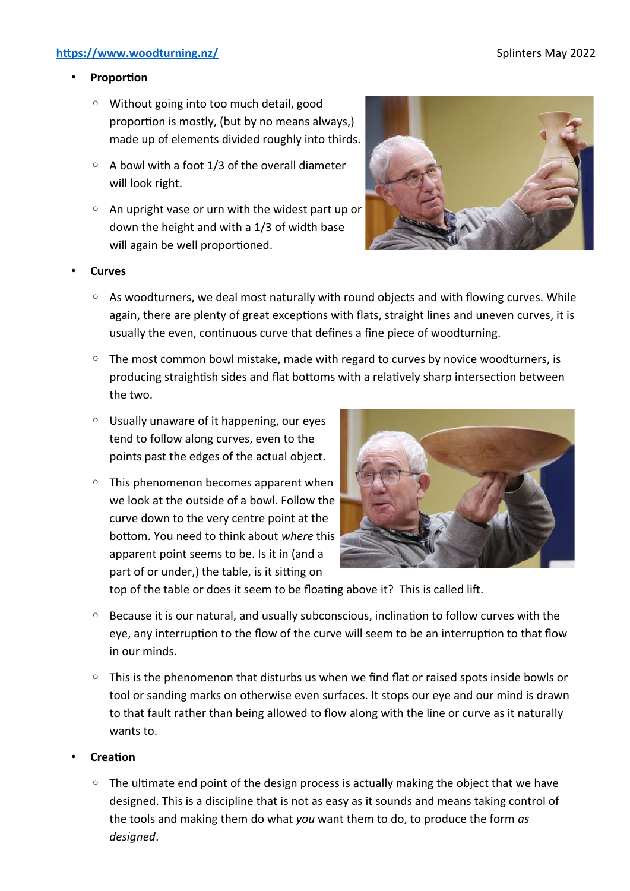- **Proportion**
  - Without going into too much detail, good proportion is mostly, (but by no means always,) made up of elements divided roughly into thirds.
  - A bowl with a foot 1/3 of the overall diameter will look right.
  - An upright vase or urn with the widest part up or down the height and with a 1/3 of width base will again be well proportioned.
- **Curves**
  - As woodturners, we deal most naturally with round objects and with flowing curves. While again, there are plenty of great exceptions with flats, straight lines and uneven curves, it is usually the even, continuous curve that defines a fine piece of woodturning.
  - The most common bowl mistake, made with regard to curves by novice woodturners, is producing straightish sides and flat bottoms with a relatively sharp intersection between the two.
  - Usually unaware of it happening, our eyes tend to follow along curves, even to the points past the edges of the actual object.
  - This phenomenon becomes apparent when we look at the outside of a bowl. Follow the curve down to the very centre point at the bottom. You need to think about *where* this apparent point seems to be. Is it in (and a part of or under,) the table, is it sitting on top of the table or does it seem to be floating above it? This is called lift.
  - Because it is our natural, and usually subconscious, inclination to follow curves with the eye, any interruption to the flow of the curve will seem to be an interruption to that flow in our minds.
  - This is the phenomenon that disturbs us when we find flat or raised spots inside bowls or tool or sanding marks on otherwise even surfaces. It stops our eye and our mind is drawn to that fault rather than being allowed to flow along with the line or curve as it naturally wants to.
- **Creation**
  - The ultimate end point of the design process is actually making the object that we have designed. This is a discipline that is not as easy as it sounds and means taking control of the tools and making them do what *you* want them to do, to produce the form *as designed*.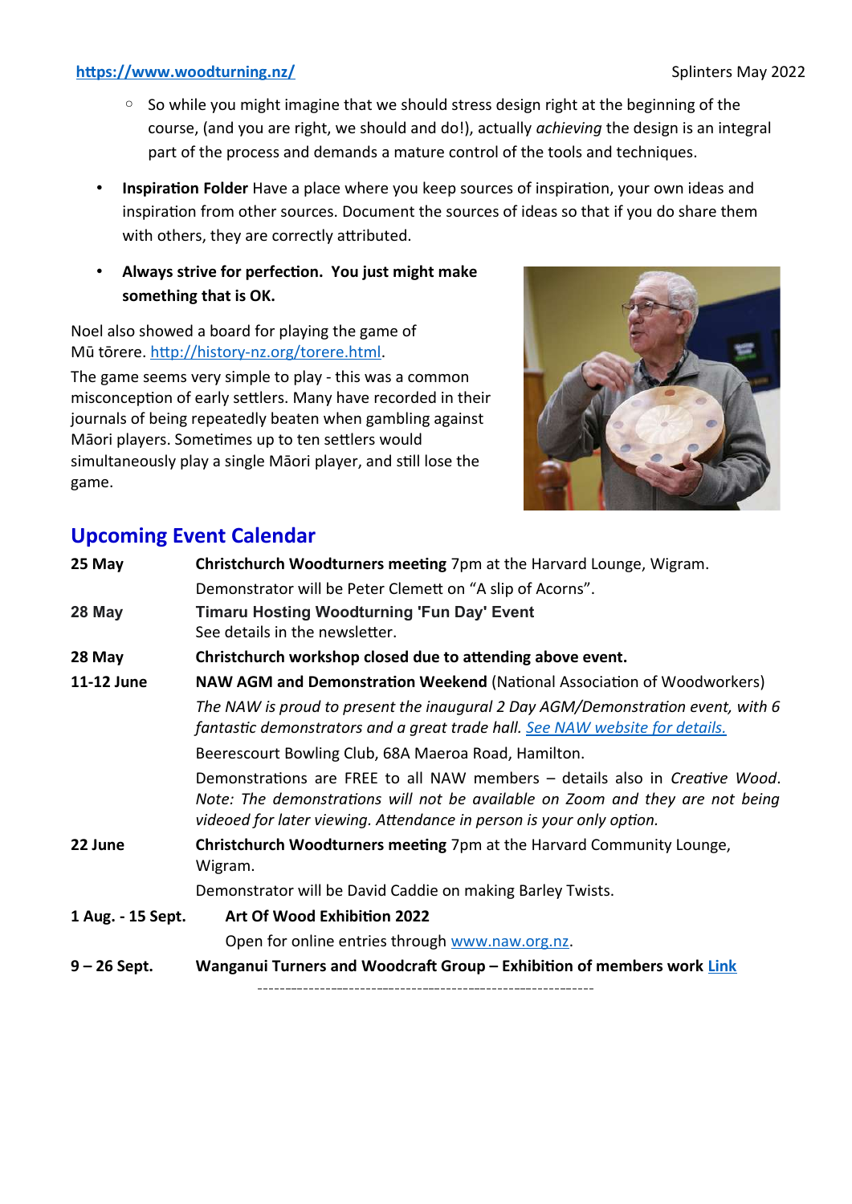- So while you might imagine that we should stress design right at the beginning of the course, (and you are right, we should and do!), actually *achieving* the design is an integral part of the process and demands a mature control of the tools and techniques.

- **Inspiration Folder** Have a place where you keep sources of inspiration, your own ideas and inspiration from other sources. Document the sources of ideas so that if you do share them with others, they are correctly attributed.

- **Always strive for perfection. You just might make something that is OK.**

Noel also showed a board for playing the game of Mū tōrere. http://history-nz.org/torere.html.

The game seems very simple to play - this was a common misconception of early settlers. Many have recorded in their journals of being repeatedly beaten when gambling against Māori players. Sometimes up to ten settlers would simultaneously play a single Māori player, and still lose the game.

## Upcoming Event Calendar

| | |
|---|---|
| **25 May** | **Christchurch Woodturners meeting** 7pm at the Harvard Lounge, Wigram. |
| | Demonstrator will be Peter Clemett on "A slip of Acorns". |
| **28 May** | **Timaru Hosting Woodturning 'Fun Day' Event** See details in the newsletter. |
| **28 May** | **Christchurch workshop closed due to attending above event.** |
| **11-12 June** | **NAW AGM and Demonstration Weekend** (National Association of Woodworkers) |
| | *The NAW is proud to present the inaugural 2 Day AGM/Demonstration event, with 6 fantastic demonstrators and a great trade hall. See NAW website for details.* |
| | Beerescourt Bowling Club, 68A Maeroa Road, Hamilton. |
| | Demonstrations are FREE to all NAW members – details also in *Creative Wood*. *Note: The demonstrations will not be available on Zoom and they are not being videoed for later viewing. Attendance in person is your only option.* |
| **22 June** | **Christchurch Woodturners meeting** 7pm at the Harvard Community Lounge, Wigram. |
| | Demonstrator will be David Caddie on making Barley Twists. |
| **1 Aug. - 15 Sept.** | **Art Of Wood Exhibition 2022** |
| | Open for online entries through www.naw.org.nz. |
| **9 – 26 Sept.** | **Wanganui Turners and Woodcraft Group – Exhibition of members work Link** |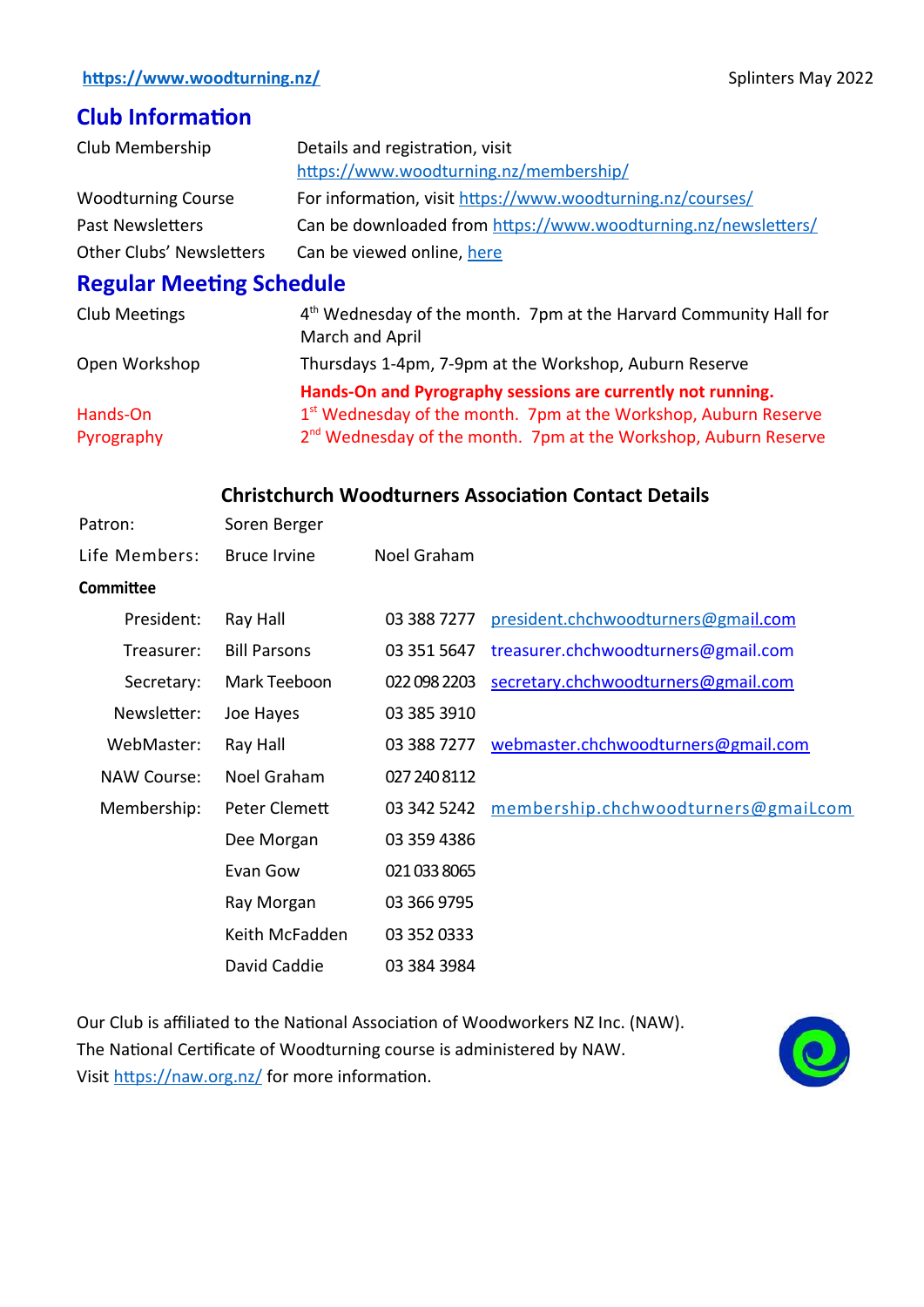https://www.woodturning.nz/

## Club Information

| | |
|---|---|
| Club Membership | Details and registration, visit https://www.woodturning.nz/membership/ |
| Woodturning Course | For information, visit https://www.woodturning.nz/courses/ |
| Past Newsletters | Can be downloaded from https://www.woodturning.nz/newsletters/ |
| Other Clubs' Newsletters | Can be viewed online, here |

## Regular Meeting Schedule

| | |
|---|---|
| Club Meetings | 4th Wednesday of the month. 7pm at the Harvard Community Hall for March and April |
| Open Workshop | Thursdays 1-4pm, 7-9pm at the Workshop, Auburn Reserve |
| | **Hands-On and Pyrography sessions are currently not running.** |
| Hands-On | 1st Wednesday of the month. 7pm at the Workshop, Auburn Reserve |
| Pyrography | 2nd Wednesday of the month. 7pm at the Workshop, Auburn Reserve |

### Christchurch Woodturners Association Contact Details

| | | | |
|---|---|---|---|
| Patron: | Soren Berger | | |
| Life Members: | Bruce Irvine | Noel Graham | |
| **Committee** | | | |
| President: | Ray Hall | 03 388 7277 | president.chchwoodturners@gmail.com |
| Treasurer: | Bill Parsons | 03 351 5647 | treasurer.chchwoodturners@gmail.com |
| Secretary: | Mark Teeboon | 022 098 2203 | secretary.chchwoodturners@gmail.com |
| Newsletter: | Joe Hayes | 03 385 3910 | |
| WebMaster: | Ray Hall | 03 388 7277 | webmaster.chchwoodturners@gmail.com |
| NAW Course: | Noel Graham | 027 240 8112 | |
| Membership: | Peter Clemett | 03 342 5242 | membership.chchwoodturners@gmaiLcom |
| | Dee Morgan | 03 359 4386 | |
| | Evan Gow | 021 033 8065 | |
| | Ray Morgan | 03 366 9795 | |
| | Keith McFadden | 03 352 0333 | |
| | David Caddie | 03 384 3984 | |

Our Club is affiliated to the National Association of Woodworkers NZ Inc. (NAW).
The National Certificate of Woodturning course is administered by NAW.
Visit https://naw.org.nz/ for more information.